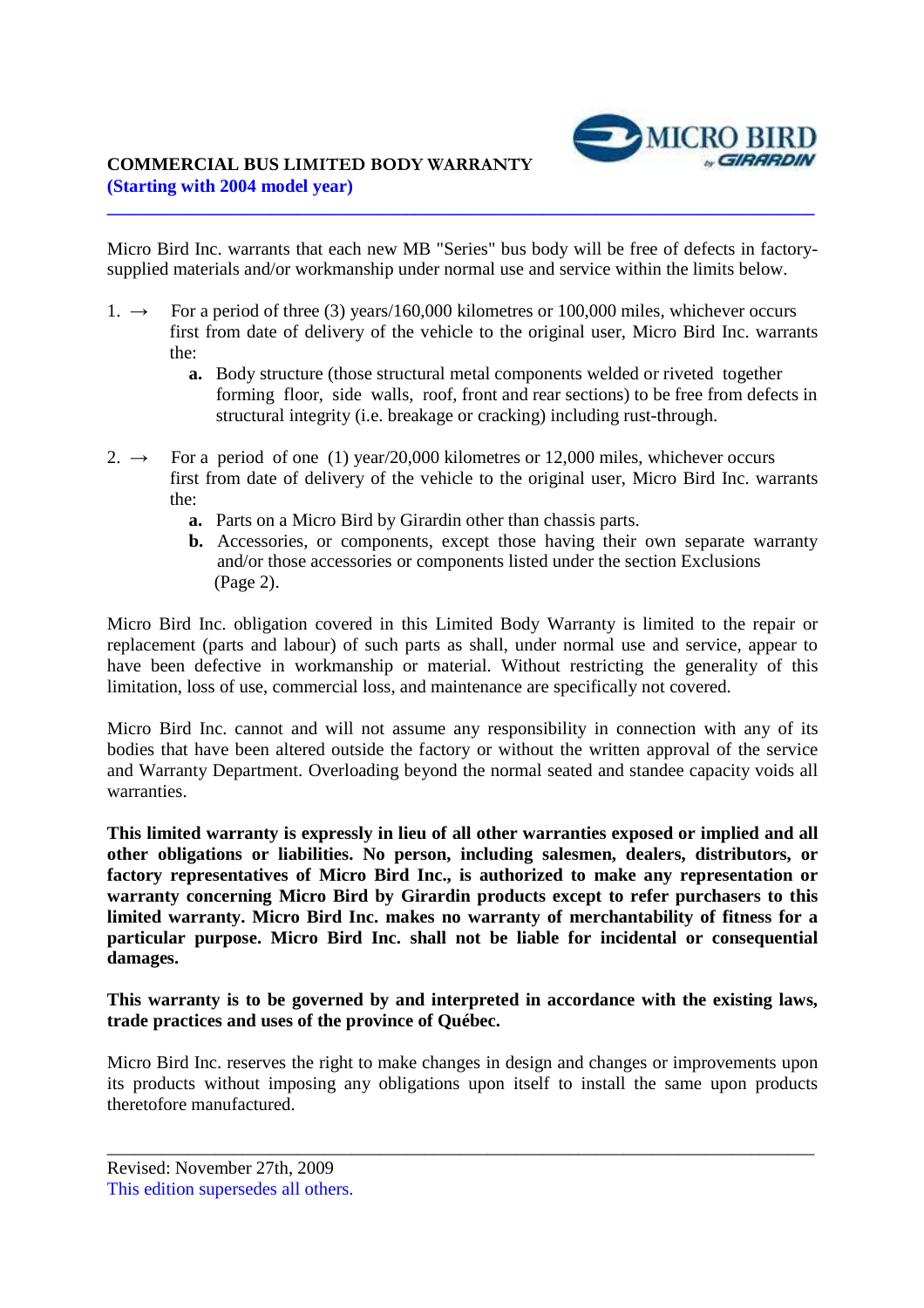## COMMERCIAL BUS LIMITED BODY WARRANTY
**(Starting with 2004 model year)**

Micro Bird Inc. warrants that each new MB "Series" bus body will be free of defects in factory-supplied materials and/or workmanship under normal use and service within the limits below.

1. → For a period of three (3) years/160,000 kilometres or 100,000 miles, whichever occurs first from date of delivery of the vehicle to the original user, Micro Bird Inc. warrants the:
   - **a.** Body structure (those structural metal components welded or riveted together forming floor, side walls, roof, front and rear sections) to be free from defects in structural integrity (i.e. breakage or cracking) including rust-through.

2. → For a period of one (1) year/20,000 kilometres or 12,000 miles, whichever occurs first from date of delivery of the vehicle to the original user, Micro Bird Inc. warrants the:
   - **a.** Parts on a Micro Bird by Girardin other than chassis parts.
   - **b.** Accessories, or components, except those having their own separate warranty and/or those accessories or components listed under the section Exclusions (Page 2).

Micro Bird Inc. obligation covered in this Limited Body Warranty is limited to the repair or replacement (parts and labour) of such parts as shall, under normal use and service, appear to have been defective in workmanship or material. Without restricting the generality of this limitation, loss of use, commercial loss, and maintenance are specifically not covered.

Micro Bird Inc. cannot and will not assume any responsibility in connection with any of its bodies that have been altered outside the factory or without the written approval of the service and Warranty Department. Overloading beyond the normal seated and standee capacity voids all warranties.

**This limited warranty is expressly in lieu of all other warranties exposed or implied and all other obligations or liabilities. No person, including salesmen, dealers, distributors, or factory representatives of Micro Bird Inc., is authorized to make any representation or warranty concerning Micro Bird by Girardin products except to refer purchasers to this limited warranty. Micro Bird Inc. makes no warranty of merchantability of fitness for a particular purpose. Micro Bird Inc. shall not be liable for incidental or consequential damages.**

**This warranty is to be governed by and interpreted in accordance with the existing laws, trade practices and uses of the province of Québec.**

Micro Bird Inc. reserves the right to make changes in design and changes or improvements upon its products without imposing any obligations upon itself to install the same upon products theretofore manufactured.

---

Revised: November 27th, 2009
This edition supersedes all others.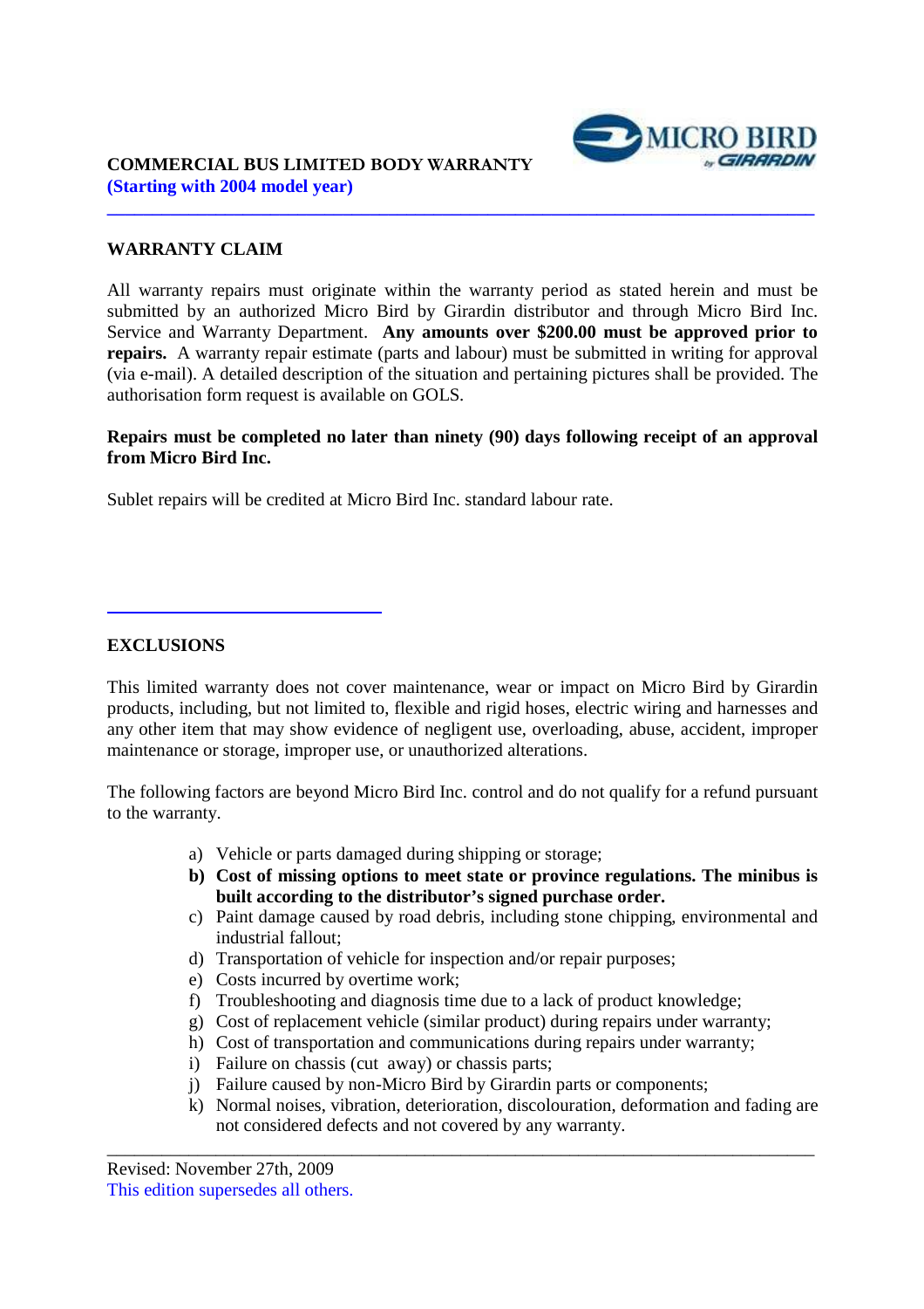**COMMERCIAL BUS LIMITED BODY WARRANTY**
**(Starting with 2004 model year)**

## WARRANTY CLAIM

All warranty repairs must originate within the warranty period as stated herein and must be submitted by an authorized Micro Bird by Girardin distributor and through Micro Bird Inc. Service and Warranty Department. **Any amounts over $200.00 must be approved prior to repairs.** A warranty repair estimate (parts and labour) must be submitted in writing for approval (via e-mail). A detailed description of the situation and pertaining pictures shall be provided. The authorisation form request is available on GOLS.

**Repairs must be completed no later than ninety (90) days following receipt of an approval from Micro Bird Inc.**

Sublet repairs will be credited at Micro Bird Inc. standard labour rate.

## EXCLUSIONS

This limited warranty does not cover maintenance, wear or impact on Micro Bird by Girardin products, including, but not limited to, flexible and rigid hoses, electric wiring and harnesses and any other item that may show evidence of negligent use, overloading, abuse, accident, improper maintenance or storage, improper use, or unauthorized alterations.

The following factors are beyond Micro Bird Inc. control and do not qualify for a refund pursuant to the warranty.

a) Vehicle or parts damaged during shipping or storage;
**b) Cost of missing options to meet state or province regulations. The minibus is built according to the distributor's signed purchase order.**
c) Paint damage caused by road debris, including stone chipping, environmental and industrial fallout;
d) Transportation of vehicle for inspection and/or repair purposes;
e) Costs incurred by overtime work;
f) Troubleshooting and diagnosis time due to a lack of product knowledge;
g) Cost of replacement vehicle (similar product) during repairs under warranty;
h) Cost of transportation and communications during repairs under warranty;
i) Failure on chassis (cut away) or chassis parts;
j) Failure caused by non-Micro Bird by Girardin parts or components;
k) Normal noises, vibration, deterioration, discolouration, deformation and fading are not considered defects and not covered by any warranty.

Revised: November 27th, 2009
This edition supersedes all others.